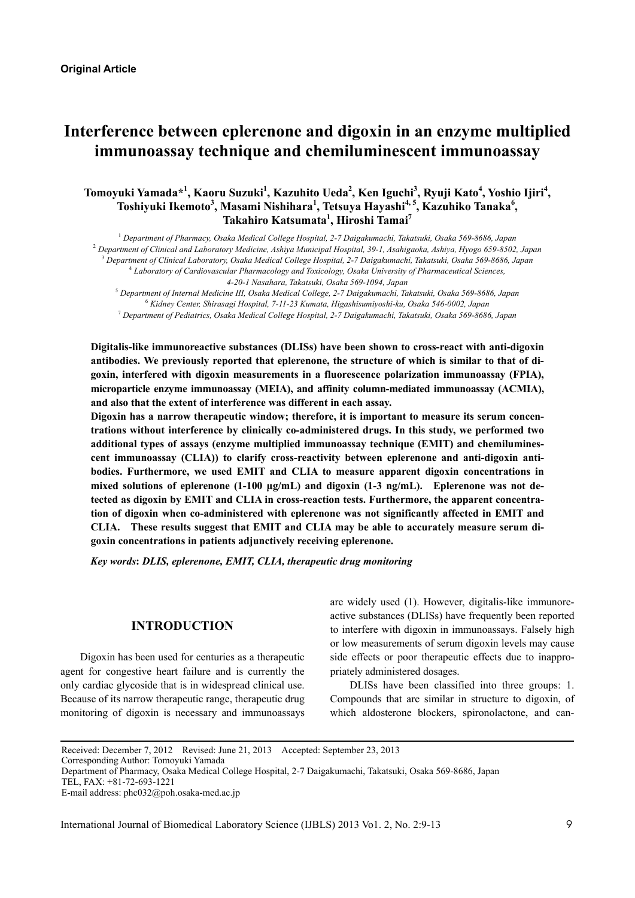**Original Article**

# Interference between eplerenone and digoxin in an enzyme multiplied immunoassay technique and chemiluminescent immunoassay

**Tomoyuki Yamada*[1], Kaoru Suzuki[1], Kazuhito Ueda[2], Ken Iguchi[3], Ryuji Kato[4], Yoshio Ijiri[4], Toshiyuki Ikemoto[3], Masami Nishihara[1], Tetsuya Hayashi[4, 5], Kazuhiko Tanaka[6], Takahiro Katsumata[1], Hiroshi Tamai[7]**

[1] *Department of Pharmacy, Osaka Medical College Hospital, 2-7 Daigakumachi, Takatsuki, Osaka 569-8686, Japan*
[2] *Department of Clinical and Laboratory Medicine, Ashiya Municipal Hospital, 39-1, Asahigaoka, Ashiya, Hyogo 659-8502, Japan*
[3] *Department of Clinical Laboratory, Osaka Medical College Hospital, 2-7 Daigakumachi, Takatsuki, Osaka 569-8686, Japan*
[4] *Laboratory of Cardiovascular Pharmacology and Toxicology, Osaka University of Pharmaceutical Sciences, 4-20-1 Nasahara, Takatsuki, Osaka 569-1094, Japan*
[5] *Department of Internal Medicine III, Osaka Medical College, 2-7 Daigakumachi, Takatsuki, Osaka 569-8686, Japan*
[6] *Kidney Center, Shirasagi Hospital, 7-11-23 Kumata, Higashisumiyoshi-ku, Osaka 546-0002, Japan*
[7] *Department of Pediatrics, Osaka Medical College Hospital, 2-7 Daigakumachi, Takatsuki, Osaka 569-8686, Japan*

**Digitalis-like immunoreactive substances (DLISs) have been shown to cross-react with anti-digoxin antibodies. We previously reported that eplerenone, the structure of which is similar to that of digoxin, interfered with digoxin measurements in a fluorescence polarization immunoassay (FPIA), microparticle enzyme immunoassay (MEIA), and affinity column-mediated immunoassay (ACMIA), and also that the extent of interference was different in each assay.**

**Digoxin has a narrow therapeutic window; therefore, it is important to measure its serum concentrations without interference by clinically co-administered drugs. In this study, we performed two additional types of assays (enzyme multiplied immunoassay technique (EMIT) and chemiluminescent immunoassay (CLIA)) to clarify cross-reactivity between eplerenone and anti-digoxin antibodies. Furthermore, we used EMIT and CLIA to measure apparent digoxin concentrations in mixed solutions of eplerenone (1-100 μg/mL) and digoxin (1-3 ng/mL). Eplerenone was not detected as digoxin by EMIT and CLIA in cross-reaction tests. Furthermore, the apparent concentration of digoxin when co-administered with eplerenone was not significantly affected in EMIT and CLIA. These results suggest that EMIT and CLIA may be able to accurately measure serum digoxin concentrations in patients adjunctively receiving eplerenone.**

***Key words*: *DLIS, eplerenone, EMIT, CLIA, therapeutic drug monitoring***

## INTRODUCTION

Digoxin has been used for centuries as a therapeutic agent for congestive heart failure and is currently the only cardiac glycoside that is in widespread clinical use. Because of its narrow therapeutic range, therapeutic drug monitoring of digoxin is necessary and immunoassays are widely used (1). However, digitalis-like immunoreactive substances (DLISs) have frequently been reported to interfere with digoxin in immunoassays. Falsely high or low measurements of serum digoxin levels may cause side effects or poor therapeutic effects due to inappropriately administered dosages.

DLISs have been classified into three groups: 1. Compounds that are similar in structure to digoxin, of which aldosterone blockers, spironolactone, and can-

Received: December 7, 2012 Revised: June 21, 2013 Accepted: September 23, 2013
Corresponding Author: Tomoyuki Yamada
Department of Pharmacy, Osaka Medical College Hospital, 2-7 Daigakumachi, Takatsuki, Osaka 569-8686, Japan
TEL, FAX: +81-72-693-1221
E-mail address: phc032@poh.osaka-med.ac.jp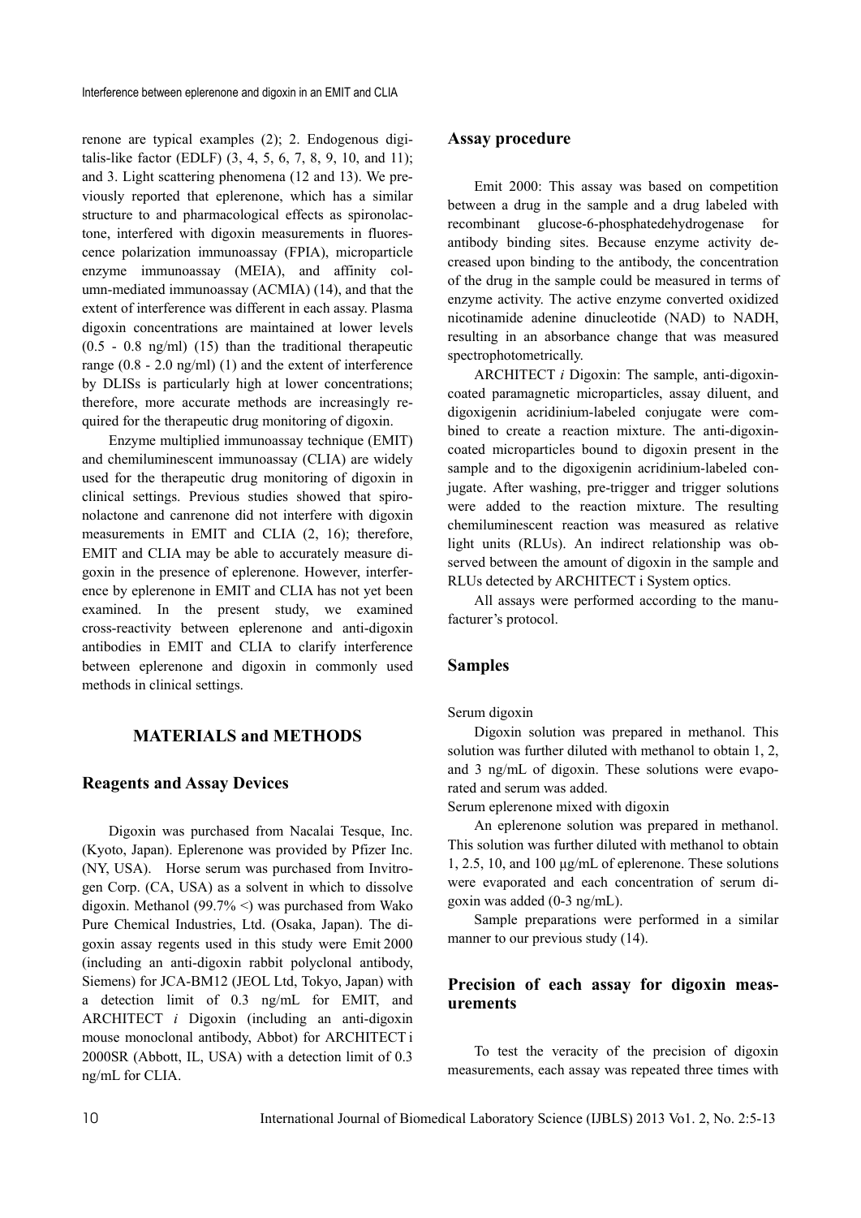renone are typical examples (2); 2. Endogenous digitalis-like factor (EDLF) (3, 4, 5, 6, 7, 8, 9, 10, and 11); and 3. Light scattering phenomena (12 and 13). We previously reported that eplerenone, which has a similar structure to and pharmacological effects as spironolactone, interfered with digoxin measurements in fluorescence polarization immunoassay (FPIA), microparticle enzyme immunoassay (MEIA), and affinity column-mediated immunoassay (ACMIA) (14), and that the extent of interference was different in each assay. Plasma digoxin concentrations are maintained at lower levels (0.5 - 0.8 ng/ml) (15) than the traditional therapeutic range (0.8 - 2.0 ng/ml) (1) and the extent of interference by DLISs is particularly high at lower concentrations; therefore, more accurate methods are increasingly required for the therapeutic drug monitoring of digoxin.

Enzyme multiplied immunoassay technique (EMIT) and chemiluminescent immunoassay (CLIA) are widely used for the therapeutic drug monitoring of digoxin in clinical settings. Previous studies showed that spironolactone and canrenone did not interfere with digoxin measurements in EMIT and CLIA (2, 16); therefore, EMIT and CLIA may be able to accurately measure digoxin in the presence of eplerenone. However, interference by eplerenone in EMIT and CLIA has not yet been examined. In the present study, we examined cross-reactivity between eplerenone and anti-digoxin antibodies in EMIT and CLIA to clarify interference between eplerenone and digoxin in commonly used methods in clinical settings.

## MATERIALS and METHODS

### Reagents and Assay Devices

Digoxin was purchased from Nacalai Tesque, Inc. (Kyoto, Japan). Eplerenone was provided by Pfizer Inc. (NY, USA). Horse serum was purchased from Invitrogen Corp. (CA, USA) as a solvent in which to dissolve digoxin. Methanol (99.7% <) was purchased from Wako Pure Chemical Industries, Ltd. (Osaka, Japan). The digoxin assay regents used in this study were Emit 2000 (including an anti-digoxin rabbit polyclonal antibody, Siemens) for JCA-BM12 (JEOL Ltd, Tokyo, Japan) with a detection limit of 0.3 ng/mL for EMIT, and ARCHITECT *i* Digoxin (including an anti-digoxin mouse monoclonal antibody, Abbot) for ARCHITECT i 2000SR (Abbott, IL, USA) with a detection limit of 0.3 ng/mL for CLIA.

### Assay procedure

Emit 2000: This assay was based on competition between a drug in the sample and a drug labeled with recombinant glucose-6-phosphatedehydrogenase for antibody binding sites. Because enzyme activity decreased upon binding to the antibody, the concentration of the drug in the sample could be measured in terms of enzyme activity. The active enzyme converted oxidized nicotinamide adenine dinucleotide (NAD) to NADH, resulting in an absorbance change that was measured spectrophotometrically.

ARCHITECT *i* Digoxin: The sample, anti-digoxin-coated paramagnetic microparticles, assay diluent, and digoxigenin acridinium-labeled conjugate were combined to create a reaction mixture. The anti-digoxin-coated microparticles bound to digoxin present in the sample and to the digoxigenin acridinium-labeled conjugate. After washing, pre-trigger and trigger solutions were added to the reaction mixture. The resulting chemiluminescent reaction was measured as relative light units (RLUs). An indirect relationship was observed between the amount of digoxin in the sample and RLUs detected by ARCHITECT i System optics.

All assays were performed according to the manufacturer's protocol.

### Samples

Serum digoxin

Digoxin solution was prepared in methanol. This solution was further diluted with methanol to obtain 1, 2, and 3 ng/mL of digoxin. These solutions were evaporated and serum was added.

Serum eplerenone mixed with digoxin

An eplerenone solution was prepared in methanol. This solution was further diluted with methanol to obtain 1, 2.5, 10, and 100 μg/mL of eplerenone. These solutions were evaporated and each concentration of serum digoxin was added (0-3 ng/mL).

Sample preparations were performed in a similar manner to our previous study (14).

### Precision of each assay for digoxin measurements

To test the veracity of the precision of digoxin measurements, each assay was repeated three times with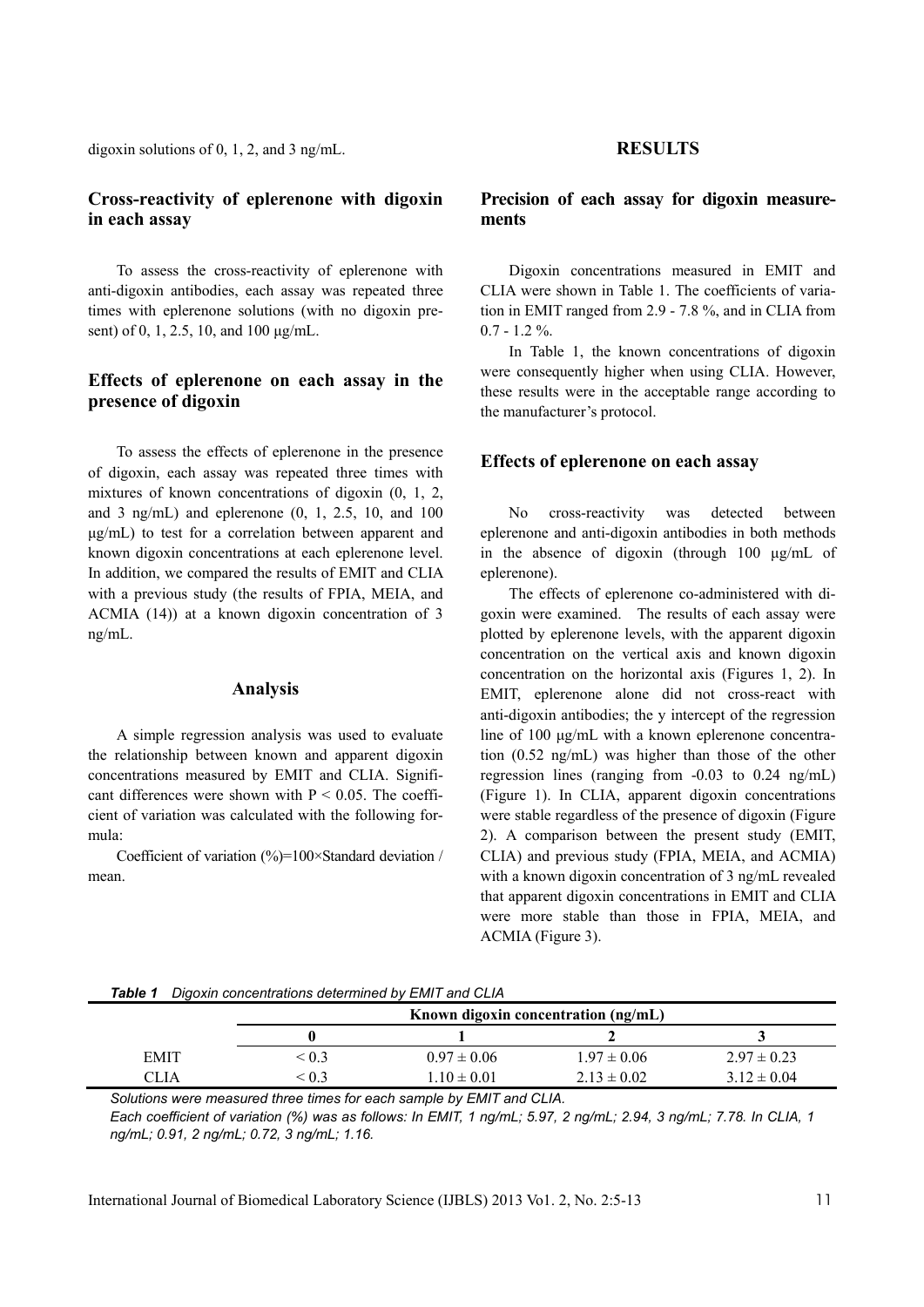digoxin solutions of 0, 1, 2, and 3 ng/mL.

## Cross-reactivity of eplerenone with digoxin in each assay

To assess the cross-reactivity of eplerenone with anti-digoxin antibodies, each assay was repeated three times with eplerenone solutions (with no digoxin present) of 0, 1, 2.5, 10, and 100 μg/mL.

## Effects of eplerenone on each assay in the presence of digoxin

To assess the effects of eplerenone in the presence of digoxin, each assay was repeated three times with mixtures of known concentrations of digoxin (0, 1, 2, and 3 ng/mL) and eplerenone (0, 1, 2.5, 10, and 100 μg/mL) to test for a correlation between apparent and known digoxin concentrations at each eplerenone level. In addition, we compared the results of EMIT and CLIA with a previous study (the results of FPIA, MEIA, and ACMIA (14)) at a known digoxin concentration of 3 ng/mL.

## Analysis

A simple regression analysis was used to evaluate the relationship between known and apparent digoxin concentrations measured by EMIT and CLIA. Significant differences were shown with $P < 0.05$. The coefficient of variation was calculated with the following formula:

Coefficient of variation (%)=100×Standard deviation / mean.

# RESULTS

## Precision of each assay for digoxin measurements

Digoxin concentrations measured in EMIT and CLIA were shown in Table 1. The coefficients of variation in EMIT ranged from 2.9 - 7.8 %, and in CLIA from 0.7 - 1.2 %.

In Table 1, the known concentrations of digoxin were consequently higher when using CLIA. However, these results were in the acceptable range according to the manufacturer's protocol.

## Effects of eplerenone on each assay

No cross-reactivity was detected between eplerenone and anti-digoxin antibodies in both methods in the absence of digoxin (through 100 μg/mL of eplerenone).

The effects of eplerenone co-administered with digoxin were examined. The results of each assay were plotted by eplerenone levels, with the apparent digoxin concentration on the vertical axis and known digoxin concentration on the horizontal axis (Figures 1, 2). In EMIT, eplerenone alone did not cross-react with anti-digoxin antibodies; the y intercept of the regression line of 100 μg/mL with a known digoxin concentration (0.52 ng/mL) was higher than those of the other regression lines (ranging from -0.03 to 0.24 ng/mL) (Figure 1). In CLIA, apparent digoxin concentrations were stable regardless of the presence of digoxin (Figure 2). A comparison between the present study (EMIT, CLIA) and previous study (FPIA, MEIA, and ACMIA) with a known digoxin concentration of 3 ng/mL revealed that apparent digoxin concentrations in EMIT and CLIA were more stable than those in FPIA, MEIA, and ACMIA (Figure 3).

***Table 1*** *Digoxin concentrations determined by EMIT and CLIA*

| | Known digoxin concentration (ng/mL) | | | |
|---|---|---|---|---|
| | **0** | **1** | **2** | **3** |
| EMIT | < 0.3 | 0.97 ± 0.06 | 1.97 ± 0.06 | 2.97 ± 0.23 |
| CLIA | < 0.3 | 1.10 ± 0.01 | 2.13 ± 0.02 | 3.12 ± 0.04 |

*Solutions were measured three times for each sample by EMIT and CLIA.*
*Each coefficient of variation (%) was as follows: In EMIT, 1 ng/mL; 5.97, 2 ng/mL; 2.94, 3 ng/mL; 7.78. In CLIA, 1 ng/mL; 0.91, 2 ng/mL; 0.72, 3 ng/mL; 1.16.*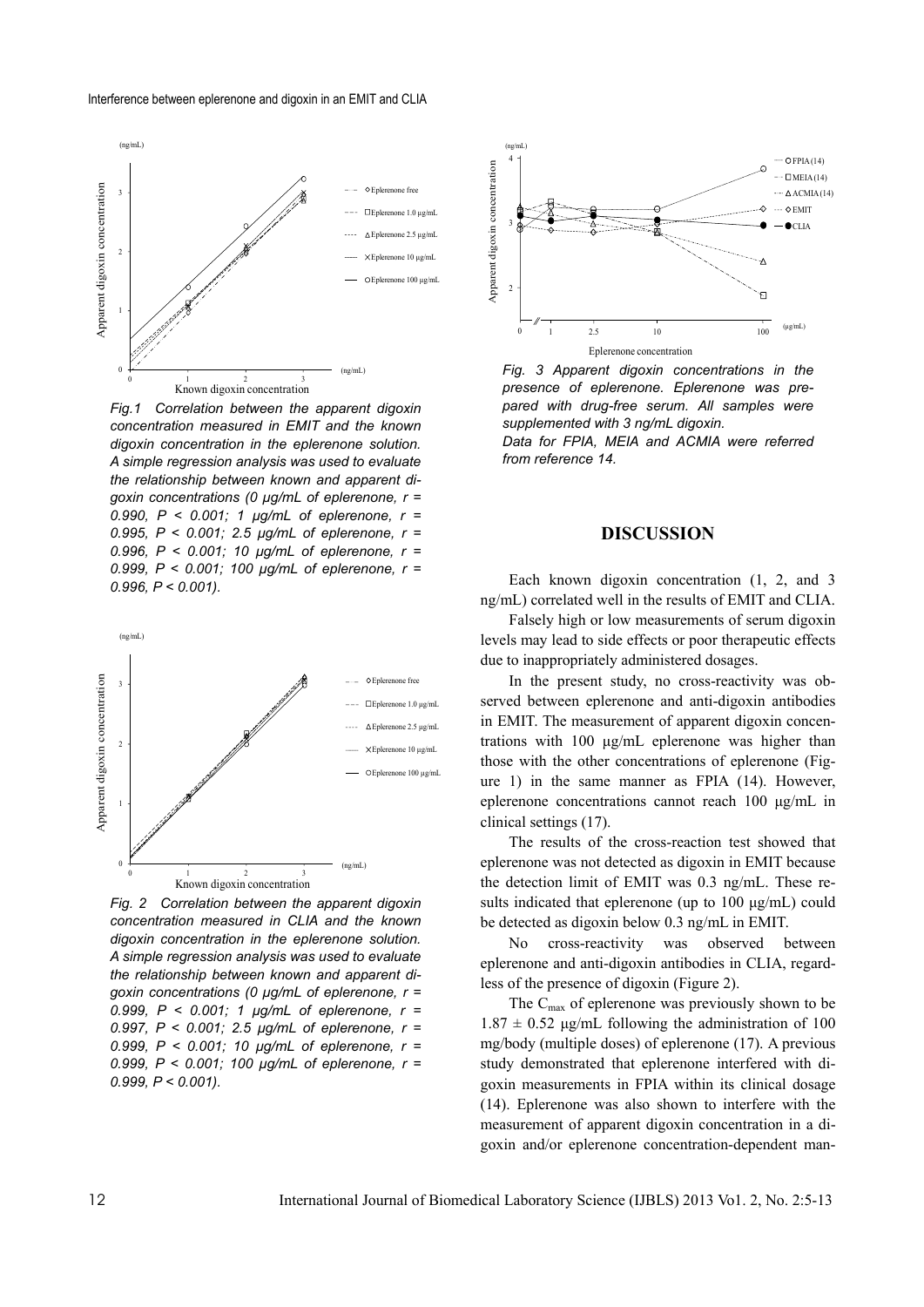*Fig.1 Correlation between the apparent digoxin concentration measured in EMIT and the known digoxin concentration in the eplerenone solution. A simple regression analysis was used to evaluate the relationship between known and apparent digoxin concentrations (0 μg/mL of eplerenone, r = 0.990, P < 0.001; 1 μg/mL of eplerenone, r = 0.995, P < 0.001; 2.5 μg/mL of eplerenone, r = 0.996, P < 0.001; 10 μg/mL of eplerenone, r = 0.999, P < 0.001; 100 μg/mL of eplerenone, r = 0.996, P < 0.001).*

*Fig. 2 Correlation between the apparent digoxin concentration measured in CLIA and the known digoxin concentration in the eplerenone solution. A simple regression analysis was used to evaluate the relationship between known and apparent digoxin concentrations (0 μg/mL of eplerenone, r = 0.999, P < 0.001; 1 μg/mL of eplerenone, r = 0.997, P < 0.001; 2.5 μg/mL of eplerenone, r = 0.999, P < 0.001; 10 μg/mL of eplerenone, r = 0.999, P < 0.001; 100 μg/mL of eplerenone, r = 0.999, P < 0.001).*

*Fig. 3 Apparent digoxin concentrations in the presence of eplerenone. Eplerenone was prepared with drug-free serum. All samples were supplemented with 3 ng/mL digoxin.*
*Data for FPIA, MEIA and ACMIA were referred from reference 14.*

## DISCUSSION

Each known digoxin concentration (1, 2, and 3 ng/mL) correlated well in the results of EMIT and CLIA.

Falsely high or low measurements of serum digoxin levels may lead to side effects or poor therapeutic effects due to inappropriately administered dosages.

In the present study, no cross-reactivity was observed between eplerenone and anti-digoxin antibodies in EMIT. The measurement of apparent digoxin concentrations with 100 μg/mL eplerenone was higher than those with the other concentrations of eplerenone (Figure 1) in the same manner as FPIA (14). However, eplerenone concentrations cannot reach 100 μg/mL in clinical settings (17).

The results of the cross-reaction test showed that eplerenone was not detected as digoxin in EMIT because the detection limit of EMIT was 0.3 ng/mL. These results indicated that eplerenone (up to 100 μg/mL) could be detected as digoxin below 0.3 ng/mL in EMIT.

No cross-reactivity was observed between eplerenone and anti-digoxin antibodies in CLIA, regardless of the presence of digoxin (Figure 2).

The $C_{max}$ of eplerenone was previously shown to be $1.87 \pm 0.52$ μg/mL following the administration of 100 mg/body (multiple doses) of eplerenone (17). A previous study demonstrated that eplerenone interfered with digoxin measurements in FPIA within its clinical dosage (14). Eplerenone was also shown to interfere with the measurement of apparent digoxin concentration in a digoxin and/or eplerenone concentration-dependent man-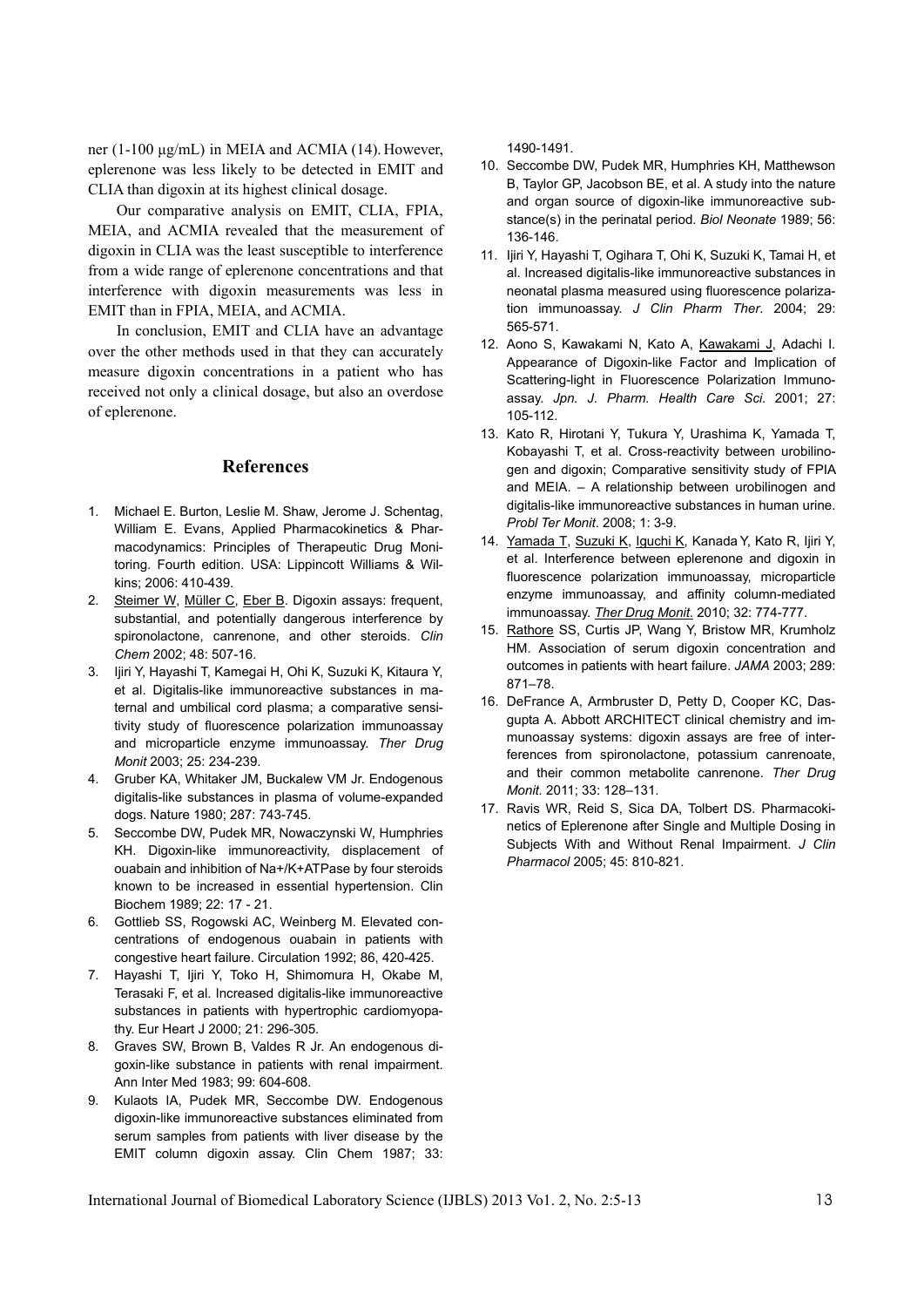ner (1-100 μg/mL) in MEIA and ACMIA (14). However, eplerenone was less likely to be detected in EMIT and CLIA than digoxin at its highest clinical dosage.

Our comparative analysis on EMIT, CLIA, FPIA, MEIA, and ACMIA revealed that the measurement of digoxin in CLIA was the least susceptible to interference from a wide range of eplerenone concentrations and that interference with digoxin measurements was less in EMIT than in FPIA, MEIA, and ACMIA.

In conclusion, EMIT and CLIA have an advantage over the other methods used in that they can accurately measure digoxin concentrations in a patient who has received not only a clinical dosage, but also an overdose of eplerenone.

## References

1. Michael E. Burton, Leslie M. Shaw, Jerome J. Schentag, William E. Evans, Applied Pharmacokinetics & Pharmacodynamics: Principles of Therapeutic Drug Monitoring. Fourth edition. USA: Lippincott Williams & Wilkins; 2006: 410-439.
2. Steimer W, Müller C, Eber B. Digoxin assays: frequent, substantial, and potentially dangerous interference by spironolactone, canrenone, and other steroids. *Clin Chem* 2002; 48: 507-16.
3. Ijiri Y, Hayashi T, Kamegai H, Ohi K, Suzuki K, Kitaura Y, et al. Digitalis-like immunoreactive substances in maternal and umbilical cord plasma; a comparative sensitivity study of fluorescence polarization immunoassay and microparticle enzyme immunoassay. *Ther Drug Monit* 2003; 25: 234-239.
4. Gruber KA, Whitaker JM, Buckalew VM Jr. Endogenous digitalis-like substances in plasma of volume-expanded dogs. Nature 1980; 287: 743-745.
5. Seccombe DW, Pudek MR, Nowaczynski W, Humphries KH. Digoxin-like immunoreactivity, displacement of ouabain and inhibition of Na+/K+ATPase by four steroids known to be increased in essential hypertension. Clin Biochem 1989; 22: 17 - 21.
6. Gottlieb SS, Rogowski AC, Weinberg M. Elevated concentrations of endogenous ouabain in patients with congestive heart failure. Circulation 1992; 86, 420-425.
7. Hayashi T, Ijiri Y, Toko H, Shimomura H, Okabe M, Terasaki F, et al. Increased digitalis-like immunoreactive substances in patients with hypertrophic cardiomyopathy. Eur Heart J 2000; 21: 296-305.
8. Graves SW, Brown B, Valdes R Jr. An endogenous digoxin-like substance in patients with renal impairment. Ann Inter Med 1983; 99: 604-608.
9. Kulaots IA, Pudek MR, Seccombe DW. Endogenous digoxin-like immunoreactive substances eliminated from serum samples from patients with liver disease by the EMIT column digoxin assay. Clin Chem 1987; 33: 1490-1491.
10. Seccombe DW, Pudek MR, Humphries KH, Matthewson B, Taylor GP, Jacobson BE, et al. A study into the nature and organ source of digoxin-like immunoreactive substance(s) in the perinatal period. *Biol Neonate* 1989; 56: 136-146.
11. Ijiri Y, Hayashi T, Ogihara T, Ohi K, Suzuki K, Tamai H, et al. Increased digitalis-like immunoreactive substances in neonatal plasma measured using fluorescence polarization immunoassay. *J Clin Pharm Ther*. 2004; 29: 565-571.
12. Aono S, Kawakami N, Kato A, Kawakami J, Adachi I. Appearance of Digoxin-like Factor and Implication of Scattering-light in Fluorescence Polarization Immunoassay. *Jpn. J. Pharm. Health Care Sci.* 2001; 27: 105-112.
13. Kato R, Hirotani Y, Tukura Y, Urashima K, Yamada T, Kobayashi T, et al. Cross-reactivity between urobilinogen and digoxin; Comparative sensitivity study of FPIA and MEIA. – A relationship between urobilinogen and digitalis-like immunoreactive substances in human urine. *Probl Ter Monit*. 2008; 1: 3-9.
14. Yamada T, Suzuki K, Iguchi K, Kanada Y, Kato R, Ijiri Y, et al. Interference between eplerenone and digoxin in fluorescence polarization immunoassay, microparticle enzyme immunoassay, and affinity column-mediated immunoassay. *Ther Drug Monit.* 2010; 32: 774-777.
15. Rathore SS, Curtis JP, Wang Y, Bristow MR, Krumholz HM. Association of serum digoxin concentration and outcomes in patients with heart failure. *JAMA* 2003; 289: 871–78.
16. DeFrance A, Armbruster D, Petty D, Cooper KC, Dasgupta A. Abbott ARCHITECT clinical chemistry and immunoassay systems: digoxin assays are free of interferences from spironolactone, potassium canrenoate, and their common metabolite canrenone. *Ther Drug Monit.* 2011; 33: 128–131.
17. Ravis WR, Reid S, Sica DA, Tolbert DS. Pharmacokinetics of Eplerenone after Single and Multiple Dosing in Subjects With and Without Renal Impairment. *J Clin Pharmacol* 2005; 45: 810-821.